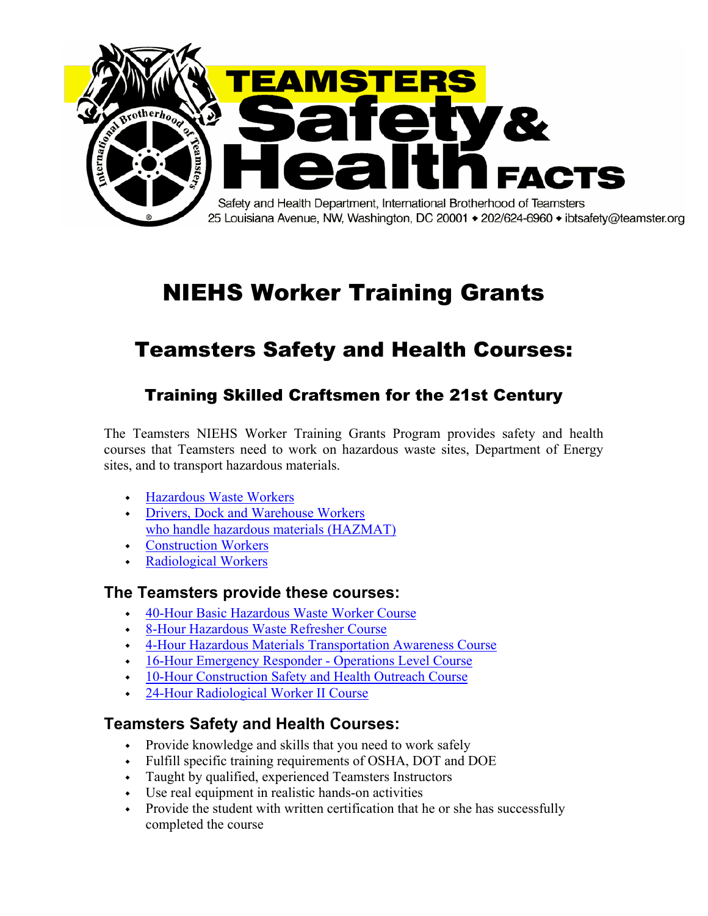# TEAMSTERS Safety & Health FACTS

Safety and Health Department, International Brotherhood of Teamsters
25 Louisiana Avenue, NW, Washington, DC 20001 ◆ 202/624-6960 ◆ ibtsafety@teamster.org

# NIEHS Worker Training Grants

## Teamsters Safety and Health Courses:

### Training Skilled Craftsmen for the 21st Century

The Teamsters NIEHS Worker Training Grants Program provides safety and health courses that Teamsters need to work on hazardous waste sites, Department of Energy sites, and to transport hazardous materials.

- Hazardous Waste Workers
- Drivers, Dock and Warehouse Workers who handle hazardous materials (HAZMAT)
- Construction Workers
- Radiological Workers

### The Teamsters provide these courses:

- 40-Hour Basic Hazardous Waste Worker Course
- 8-Hour Hazardous Waste Refresher Course
- 4-Hour Hazardous Materials Transportation Awareness Course
- 16-Hour Emergency Responder - Operations Level Course
- 10-Hour Construction Safety and Health Outreach Course
- 24-Hour Radiological Worker II Course

### Teamsters Safety and Health Courses:

- Provide knowledge and skills that you need to work safely
- Fulfill specific training requirements of OSHA, DOT and DOE
- Taught by qualified, experienced Teamsters Instructors
- Use real equipment in realistic hands-on activities
- Provide the student with written certification that he or she has successfully completed the course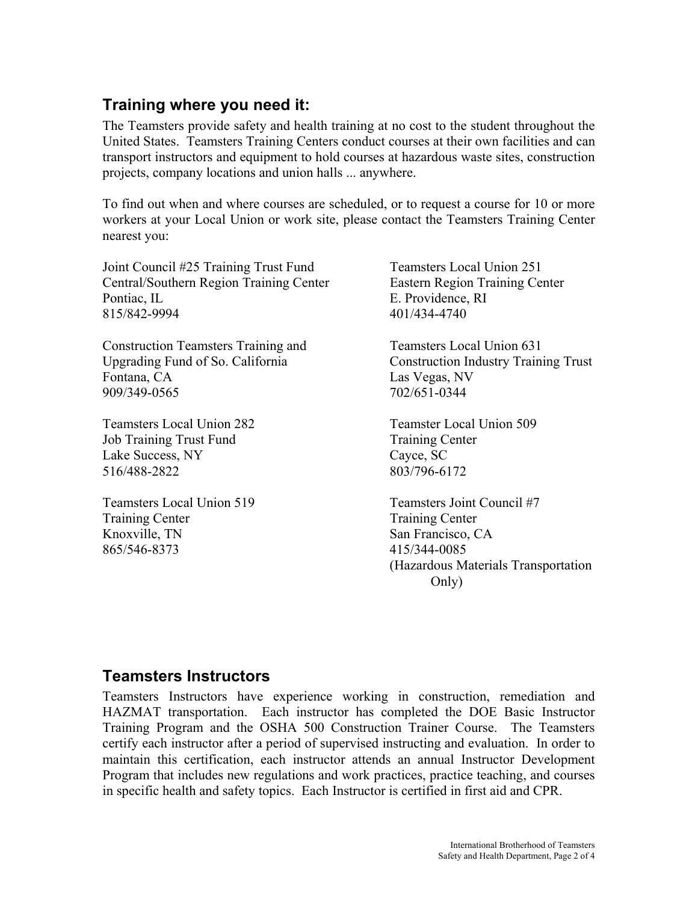## Training where you need it:

The Teamsters provide safety and health training at no cost to the student throughout the United States. Teamsters Training Centers conduct courses at their own facilities and can transport instructors and equipment to hold courses at hazardous waste sites, construction projects, company locations and union halls ... anywhere.

To find out when and where courses are scheduled, or to request a course for 10 or more workers at your Local Union or work site, please contact the Teamsters Training Center nearest you:

Joint Council #25 Training Trust Fund
Central/Southern Region Training Center
Pontiac, IL
815/842-9994

Construction Teamsters Training and Upgrading Fund of So. California
Fontana, CA
909/349-0565

Teamsters Local Union 282
Job Training Trust Fund
Lake Success, NY
516/488-2822

Teamsters Local Union 519
Training Center
Knoxville, TN
865/546-8373

Teamsters Local Union 251
Eastern Region Training Center
E. Providence, RI
401/434-4740

Teamsters Local Union 631
Construction Industry Training Trust
Las Vegas, NV
702/651-0344

Teamster Local Union 509
Training Center
Cayce, SC
803/796-6172

Teamsters Joint Council #7
Training Center
San Francisco, CA
415/344-0085
(Hazardous Materials Transportation Only)

## Teamsters Instructors

Teamsters Instructors have experience working in construction, remediation and HAZMAT transportation. Each instructor has completed the DOE Basic Instructor Training Program and the OSHA 500 Construction Trainer Course. The Teamsters certify each instructor after a period of supervised instructing and evaluation. In order to maintain this certification, each instructor attends an annual Instructor Development Program that includes new regulations and work practices, practice teaching, and courses in specific health and safety topics. Each Instructor is certified in first aid and CPR.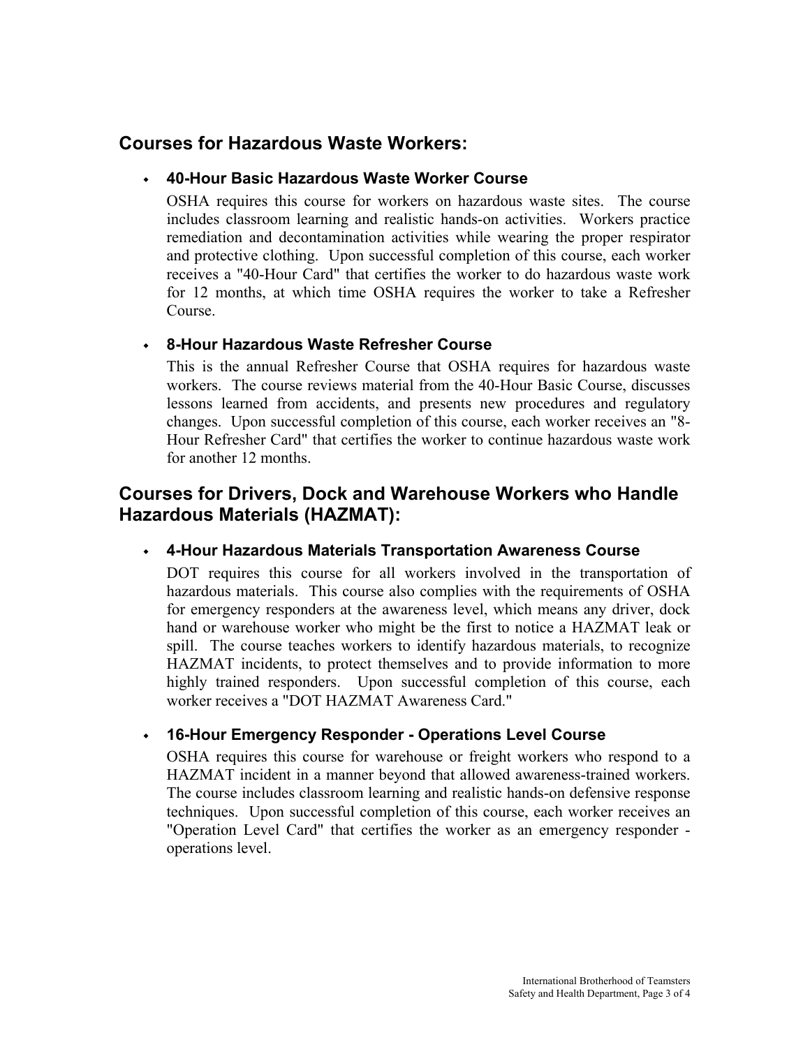## Courses for Hazardous Waste Workers:

- **40-Hour Basic Hazardous Waste Worker Course**

  OSHA requires this course for workers on hazardous waste sites. The course includes classroom learning and realistic hands-on activities. Workers practice remediation and decontamination activities while wearing the proper respirator and protective clothing. Upon successful completion of this course, each worker receives a "40-Hour Card" that certifies the worker to do hazardous waste work for 12 months, at which time OSHA requires the worker to take a Refresher Course.

- **8-Hour Hazardous Waste Refresher Course**

  This is the annual Refresher Course that OSHA requires for hazardous waste workers. The course reviews material from the 40-Hour Basic Course, discusses lessons learned from accidents, and presents new procedures and regulatory changes. Upon successful completion of this course, each worker receives an "8-Hour Refresher Card" that certifies the worker to continue hazardous waste work for another 12 months.

## Courses for Drivers, Dock and Warehouse Workers who Handle Hazardous Materials (HAZMAT):

- **4-Hour Hazardous Materials Transportation Awareness Course**

  DOT requires this course for all workers involved in the transportation of hazardous materials. This course also complies with the requirements of OSHA for emergency responders at the awareness level, which means any driver, dock hand or warehouse worker who might be the first to notice a HAZMAT leak or spill. The course teaches workers to identify hazardous materials, to recognize HAZMAT incidents, to protect themselves and to provide information to more highly trained responders. Upon successful completion of this course, each worker receives a "DOT HAZMAT Awareness Card."

- **16-Hour Emergency Responder - Operations Level Course**

  OSHA requires this course for warehouse or freight workers who respond to a HAZMAT incident in a manner beyond that allowed awareness-trained workers. The course includes classroom learning and realistic hands-on defensive response techniques. Upon successful completion of this course, each worker receives an "Operation Level Card" that certifies the worker as an emergency responder - operations level.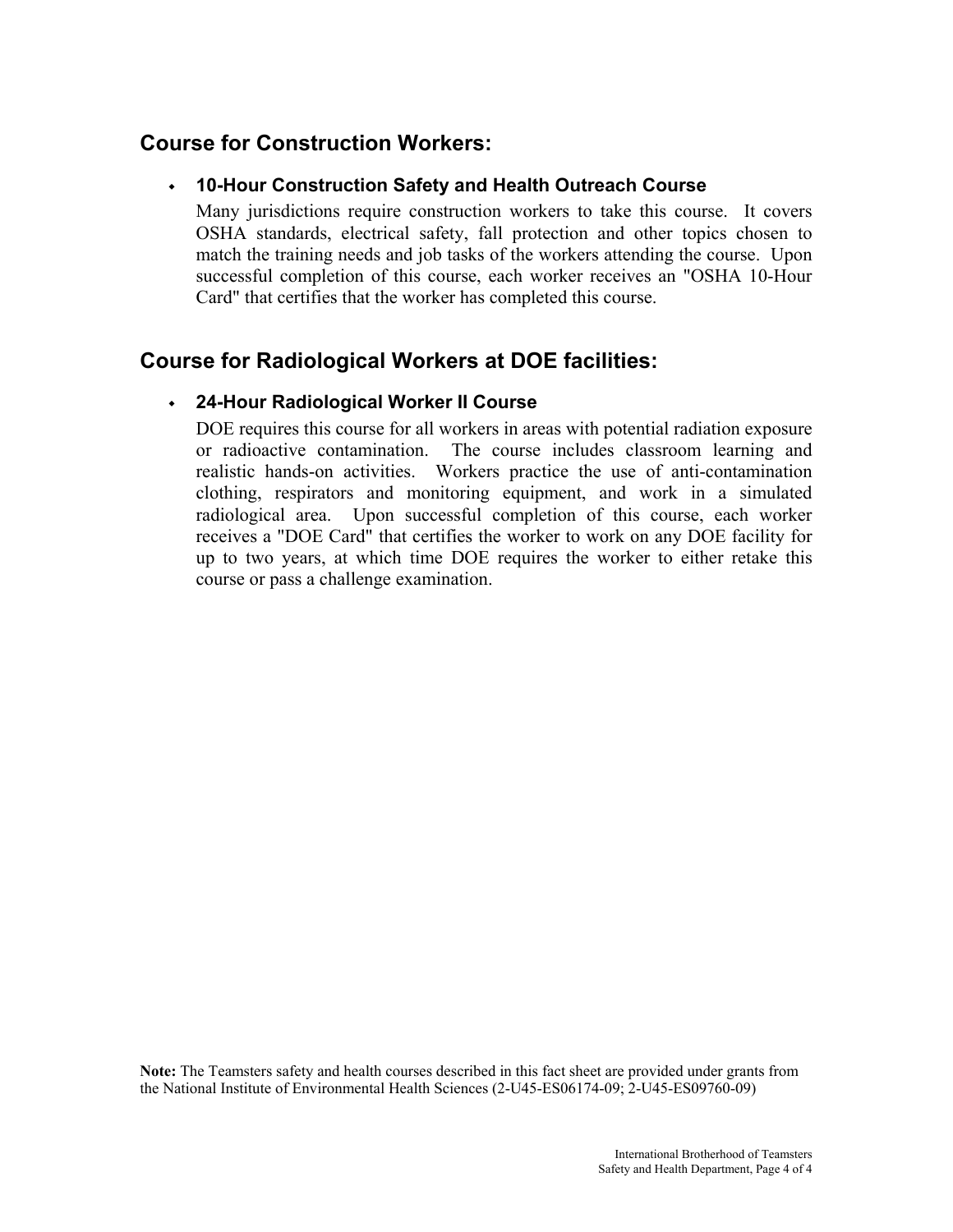## Course for Construction Workers:

- **10-Hour Construction Safety and Health Outreach Course**

  Many jurisdictions require construction workers to take this course. It covers OSHA standards, electrical safety, fall protection and other topics chosen to match the training needs and job tasks of the workers attending the course. Upon successful completion of this course, each worker receives an "OSHA 10-Hour Card" that certifies that the worker has completed this course.

## Course for Radiological Workers at DOE facilities:

- **24-Hour Radiological Worker II Course**

  DOE requires this course for all workers in areas with potential radiation exposure or radioactive contamination. The course includes classroom learning and realistic hands-on activities. Workers practice the use of anti-contamination clothing, respirators and monitoring equipment, and work in a simulated radiological area. Upon successful completion of this course, each worker receives a "DOE Card" that certifies the worker to work on any DOE facility for up to two years, at which time DOE requires the worker to either retake this course or pass a challenge examination.

**Note:** The Teamsters safety and health courses described in this fact sheet are provided under grants from the National Institute of Environmental Health Sciences (2-U45-ES06174-09; 2-U45-ES09760-09)